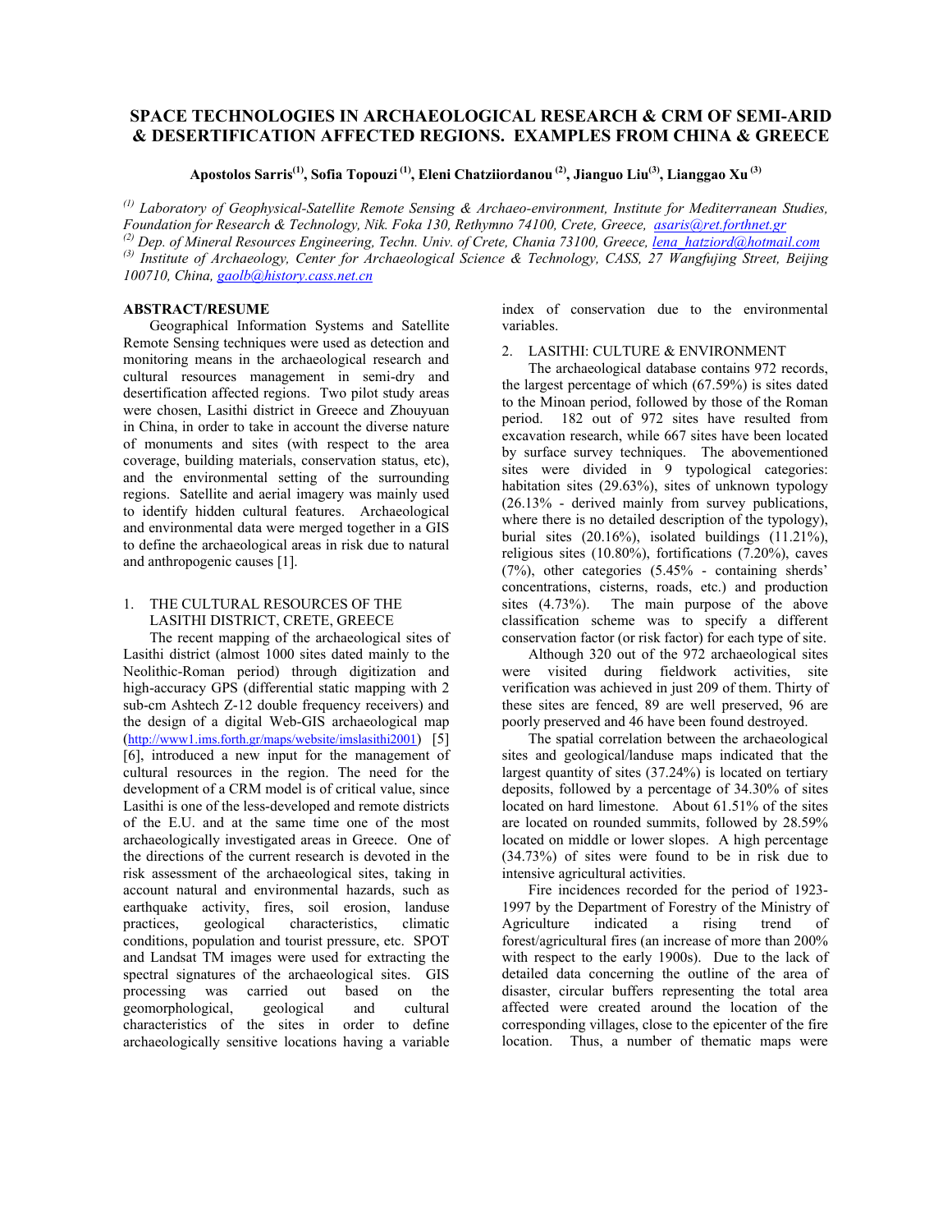# SPACE TECHNOLOGIES IN ARCHAEOLOGICAL RESEARCH & CRM OF SEMI-ARID & DESERTIFICATION AFFECTED REGIONS. EXAMPLES FROM CHINA & GREECE

**Apostolos Sarris[(1)], Sofia Topouzi[(1)], Eleni Chatziiordanou[(2)], Jianguo Liu[(3)], Lianggao Xu[(3)]**

*[(1)] Laboratory of Geophysical-Satellite Remote Sensing & Archaeo-environment, Institute for Mediterranean Studies, Foundation for Research & Technology, Nik. Foka 130, Rethymno 74100, Crete, Greece, asaris@ret.forthnet.gr*
*[(2)] Dep. of Mineral Resources Engineering, Techn. Univ. of Crete, Chania 73100, Greece, lena_hatziord@hotmail.com*
*[(3)] Institute of Archaeology, Center for Archaeological Science & Technology, CASS, 27 Wangfujing Street, Beijing 100710, China, gaolb@history.cass.net.cn*

## ABSTRACT/RESUME

Geographical Information Systems and Satellite Remote Sensing techniques were used as detection and monitoring means in the archaeological research and cultural resources management in semi-dry and desertification affected regions. Two pilot study areas were chosen, Lasithi district in Greece and Zhouyuan in China, in order to take in account the diverse nature of monuments and sites (with respect to the area coverage, building materials, conservation status, etc), and the environmental setting of the surrounding regions. Satellite and aerial imagery was mainly used to identify hidden cultural features. Archaeological and environmental data were merged together in a GIS to define the archaeological areas in risk due to natural and anthropogenic causes [1].

## 1. THE CULTURAL RESOURCES OF THE LASITHI DISTRICT, CRETE, GREECE

The recent mapping of the archaeological sites of Lasithi district (almost 1000 sites dated mainly to the Neolithic-Roman period) through digitization and high-accuracy GPS (differential static mapping with 2 sub-cm Ashtech Z-12 double frequency receivers) and the design of a digital Web-GIS archaeological map (http://www1.ims.forth.gr/maps/website/imslasithi2001) [5] [6], introduced a new input for the management of cultural resources in the region. The need for the development of a CRM model is of critical value, since Lasithi is one of the less-developed and remote districts of the E.U. and at the same time one of the most archaeologically investigated areas in Greece. One of the directions of the current research is devoted in the risk assessment of the archaeological sites, taking in account natural and environmental hazards, such as earthquake activity, fires, soil erosion, landuse practices, geological characteristics, climatic conditions, population and tourist pressure, etc. SPOT and Landsat TM images were used for extracting the spectral signatures of the archaeological sites. GIS processing was carried out based on the geomorphological, geological and cultural characteristics of the sites in order to define archaeologically sensitive locations having a variable index of conservation due to the environmental variables.

## 2. LASITHI: CULTURE & ENVIRONMENT

The archaeological database contains 972 records, the largest percentage of which (67.59%) is sites dated to the Minoan period, followed by those of the Roman period. 182 out of 972 sites have resulted from excavation research, while 667 sites have been located by surface survey techniques. The abovementioned sites were divided in 9 typological categories: habitation sites (29.63%), sites of unknown typology (26.13% - derived mainly from survey publications, where there is no detailed description of the typology), burial sites (20.16%), isolated buildings (11.21%), religious sites (10.80%), fortifications (7.20%), caves (7%), other categories (5.45% - containing sherds' concentrations, cisterns, roads, etc.) and production sites (4.73%). The main purpose of the above classification scheme was to specify a different conservation factor (or risk factor) for each type of site.

Although 320 out of the 972 archaeological sites were visited during fieldwork activities, site verification was achieved in just 209 of them. Thirty of these sites are fenced, 89 are well preserved, 96 are poorly preserved and 46 have been found destroyed.

The spatial correlation between the archaeological sites and geological/landuse maps indicated that the largest quantity of sites (37.24%) is located on tertiary deposits, followed by a percentage of 34.30% of sites located on hard limestone. About 61.51% of the sites are located on rounded summits, followed by 28.59% located on middle or lower slopes. A high percentage (34.73%) of sites were found to be in risk due to intensive agricultural activities.

Fire incidences recorded for the period of 1923-1997 by the Department of Forestry of the Ministry of Agriculture indicated a rising trend of forest/agricultural fires (an increase of more than 200% with respect to the early 1900s). Due to the lack of detailed data concerning the outline of the area of disaster, circular buffers representing the total area affected were created around the location of the corresponding villages, close to the epicenter of the fire location. Thus, a number of thematic maps were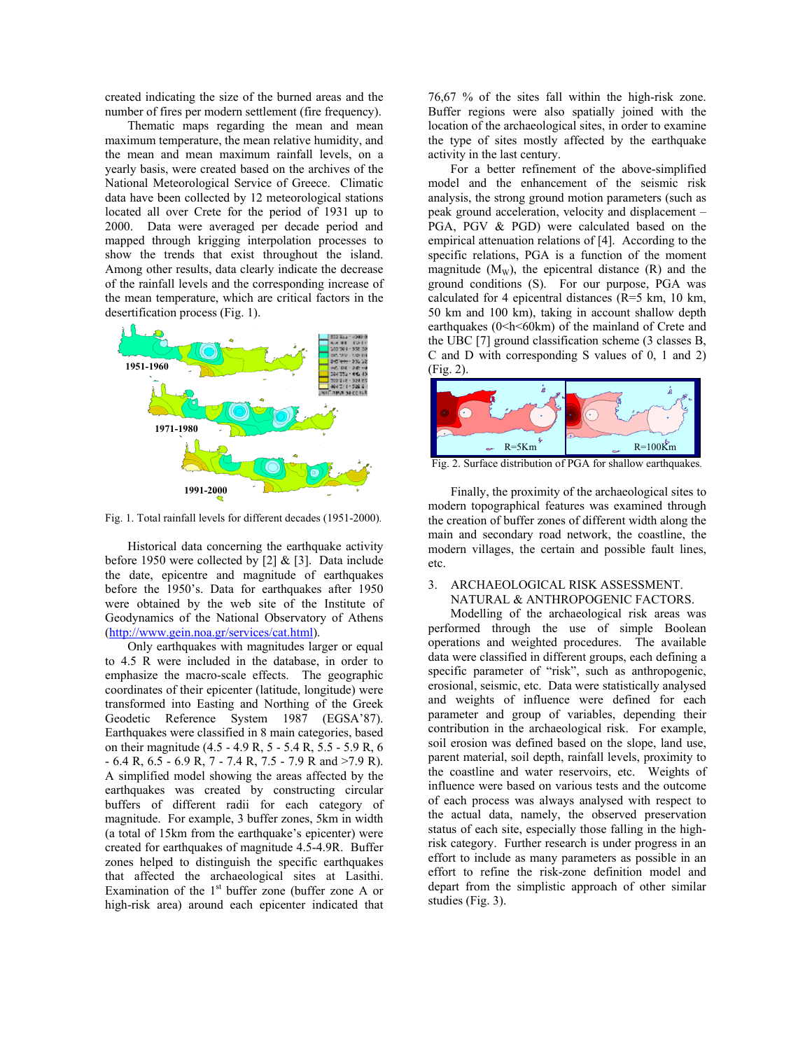created indicating the size of the burned areas and the number of fires per modern settlement (fire frequency).

Thematic maps regarding the mean and mean maximum temperature, the mean relative humidity, and the mean and mean maximum rainfall levels, on a yearly basis, were created based on the archives of the National Meteorological Service of Greece. Climatic data have been collected by 12 meteorological stations located all over Crete for the period of 1931 up to 2000. Data were averaged per decade period and mapped through kriging interpolation processes to show the trends that exist throughout the island. Among other results, data clearly indicate the decrease of the rainfall levels and the corresponding increase of the mean temperature, which are critical factors in the desertification process (Fig. 1).

Fig. 1. Total rainfall levels for different decades (1951-2000).

Historical data concerning the earthquake activity before 1950 were collected by [2] & [3]. Data include the date, epicentre and magnitude of earthquakes before the 1950's. Data for earthquakes after 1950 were obtained by the web site of the Institute of Geodynamics of the National Observatory of Athens (http://www.gein.noa.gr/services/cat.html).

Only earthquakes with magnitudes larger or equal to 4.5 R were included in the database, in order to emphasize the macro-scale effects. The geographic coordinates of their epicenter (latitude, longitude) were transformed into Easting and Northing of the Greek Geodetic Reference System 1987 (EGSA'87). Earthquakes were classified in 8 main categories, based on their magnitude (4.5 - 4.9 R, 5 - 5.4 R, 5.5 - 5.9 R, 6 - 6.4 R, 6.5 - 6.9 R, 7 - 7.4 R, 7.5 - 7.9 R and >7.9 R). A simplified model showing the areas affected by the earthquakes was created by constructing circular buffers of different radii for each category of magnitude. For example, 3 buffer zones, 5km in width (a total of 15km from the earthquake's epicenter) were created for earthquakes of magnitude 4.5-4.9R. Buffer zones helped to distinguish the specific earthquakes that affected the archaeological sites at Lasithi. Examination of the 1st buffer zone (buffer zone A or high-risk area) around each epicenter indicated that 76,67 % of the sites fall within the high-risk zone. Buffer regions were also spatially joined with the location of the archaeological sites, in order to examine the type of sites mostly affected by the earthquake activity in the last century.

For a better refinement of the above-simplified model and the enhancement of the seismic risk analysis, the strong ground motion parameters (such as peak ground acceleration, velocity and displacement – PGA, PGV & PGD) were calculated based on the empirical attenuation relations of [4]. According to the specific relations, PGA is a function of the moment magnitude ($M_W$), the epicentral distance (R) and the ground conditions (S). For our purpose, PGA was calculated for 4 epicentral distances (R=5 km, 10 km, 50 km and 100 km), taking in account shallow depth earthquakes (0<h<60km) of the mainland of Crete and the UBC [7] ground classification scheme (3 classes B, C and D with corresponding S values of 0, 1 and 2) (Fig. 2).

Fig. 2. Surface distribution of PGA for shallow earthquakes.

Finally, the proximity of the archaeological sites to modern topographical features was examined through the creation of buffer zones of different width along the main and secondary road network, the coastline, the modern villages, the certain and possible fault lines, etc.

## 3. ARCHAEOLOGICAL RISK ASSESSMENT. NATURAL & ANTHROPOGENIC FACTORS.

Modelling of the archaeological risk areas was performed through the use of simple Boolean operations and weighted procedures. The available data were classified in different groups, each defining a specific parameter of "risk", such as anthropogenic, erosional, seismic, etc. Data were statistically analysed and weights of influence were defined for each parameter and group of variables, depending their contribution in the archaeological risk. For example, soil erosion was defined based on the slope, land use, parent material, soil depth, rainfall levels, proximity to the coastline and water reservoirs, etc. Weights of influence were based on various tests and the outcome of each process was always analysed with respect to the actual data, namely, the observed preservation status of each site, especially those falling in the high-risk category. Further research is under progress in an effort to include as many parameters as possible in an effort to refine the risk-zone definition model and depart from the simplistic approach of other similar studies (Fig. 3).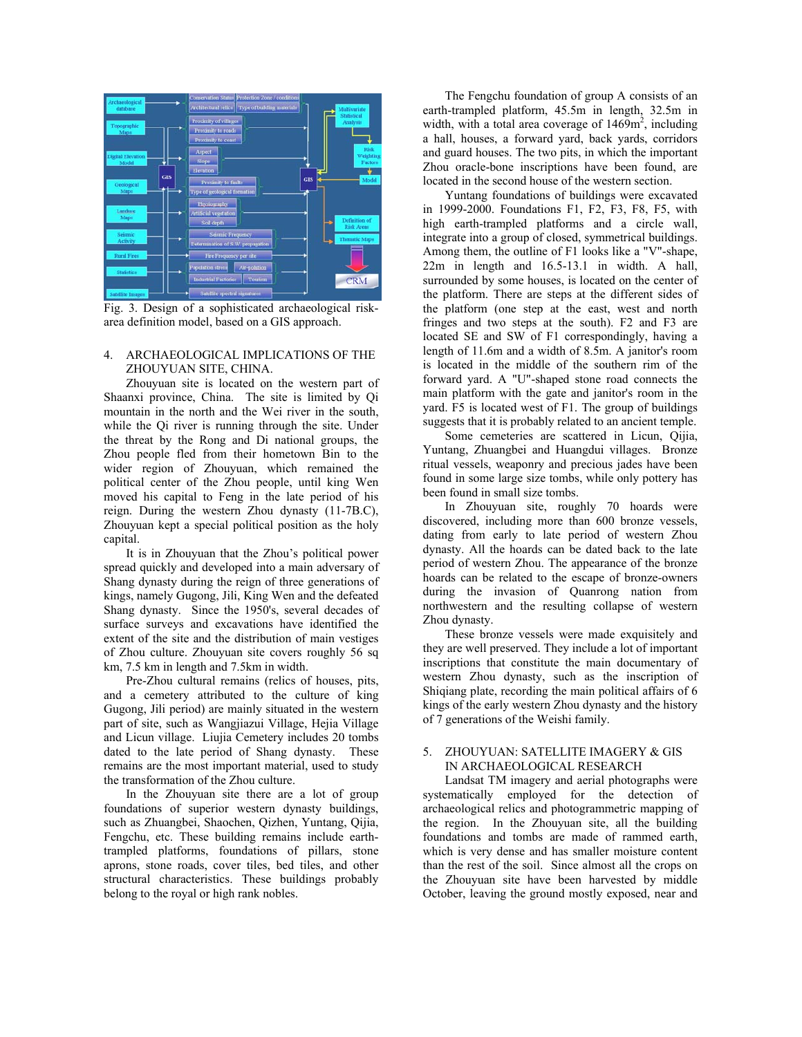Fig. 3. Design of a sophisticated archaeological risk-area definition model, based on a GIS approach.

## 4. ARCHAEOLOGICAL IMPLICATIONS OF THE ZHOUYUAN SITE, CHINA.

Zhouyuan site is located on the western part of Shaanxi province, China. The site is limited by Qi mountain in the north and the Wei river in the south, while the Qi river is running through the site. Under the threat by the Rong and Di national groups, the Zhou people fled from their hometown Bin to the wider region of Zhouyuan, which remained the political center of the Zhou people, until king Wen moved his capital to Feng in the late period of his reign. During the western Zhou dynasty (11-7B.C), Zhouyuan kept a special political position as the holy capital.

It is in Zhouyuan that the Zhou's political power spread quickly and developed into a main adversary of Shang dynasty during the reign of three generations of kings, namely Gugong, Jili, King Wen and the defeated Shang dynasty. Since the 1950's, several decades of surface surveys and excavations have identified the extent of the site and the distribution of main vestiges of Zhou culture. Zhouyuan site covers roughly 56 sq km, 7.5 km in length and 7.5km in width.

Pre-Zhou cultural remains (relics of houses, pits, and a cemetery attributed to the culture of king Gugong, Jili period) are mainly situated in the western part of site, such as Wangjiazui Village, Hejia Village and Licun village. Liujia Cemetery includes 20 tombs dated to the late period of Shang dynasty. These remains are the most important material, used to study the transformation of the Zhou culture.

In the Zhouyuan site there are a lot of group foundations of superior western dynasty buildings, such as Zhuangbei, Shaochen, Qizhen, Yuntang, Qijia, Fengchu, etc. These building remains include earth-trampled platforms, foundations of pillars, stone aprons, stone roads, cover tiles, bed tiles, and other structural characteristics. These buildings probably belong to the royal or high rank nobles.

The Fengchu foundation of group A consists of an earth-trampled platform, 45.5m in length, 32.5m in width, with a total area coverage of 1469m$^2$, including a hall, houses, a forward yard, back yards, corridors and guard houses. The two pits, in which the important Zhou oracle-bone inscriptions have been found, are located in the second house of the western section.

Yuntang foundations of buildings were excavated in 1999-2000. Foundations F1, F2, F3, F8, F5, with high earth-trampled platforms and a circle wall, integrate into a group of closed, symmetrical buildings. Among them, the outline of F1 looks like a "V"-shape, 22m in length and 16.5-13.1 in width. A hall, surrounded by some houses, is located on the center of the platform. There are steps at the different sides of the platform (one step at the east, west and north fringes and two steps at the south). F2 and F3 are located SE and SW of F1 correspondingly, having a length of 11.6m and a width of 8.5m. A janitor's room is located in the middle of the southern rim of the forward yard. A "U"-shaped stone road connects the main platform with the gate and janitor's room in the yard. F5 is located west of F1. The group of buildings suggests that it is probably related to an ancient temple.

Some cemeteries are scattered in Licun, Qijia, Yuntang, Zhuangbei and Huangdui villages. Bronze ritual vessels, weaponry and precious jades have been found in some large size tombs, while only pottery has been found in small size tombs.

In Zhouyuan site, roughly 70 hoards were discovered, including more than 600 bronze vessels, dating from early to late period of western Zhou dynasty. All the hoards can be dated back to the late period of western Zhou. The appearance of the bronze hoards can be related to the escape of bronze-owners during the invasion of Quanrong nation from northwestern and the resulting collapse of western Zhou dynasty.

These bronze vessels were made exquisitely and they are well preserved. They include a lot of important inscriptions that constitute the main documentary of western Zhou dynasty, such as the inscription of Shiqiang plate, recording the main political affairs of 6 kings of the early western Zhou dynasty and the history of 7 generations of the Weishi family.

## 5. ZHOUYUAN: SATELLITE IMAGERY & GIS IN ARCHAEOLOGICAL RESEARCH

Landsat TM imagery and aerial photographs were systematically employed for the detection of archaeological relics and photogrammetric mapping of the region. In the Zhouyuan site, all the building foundations and tombs are made of rammed earth, which is very dense and has smaller moisture content than the rest of the soil. Since almost all the crops on the Zhouyuan site have been harvested by middle October, leaving the ground mostly exposed, near and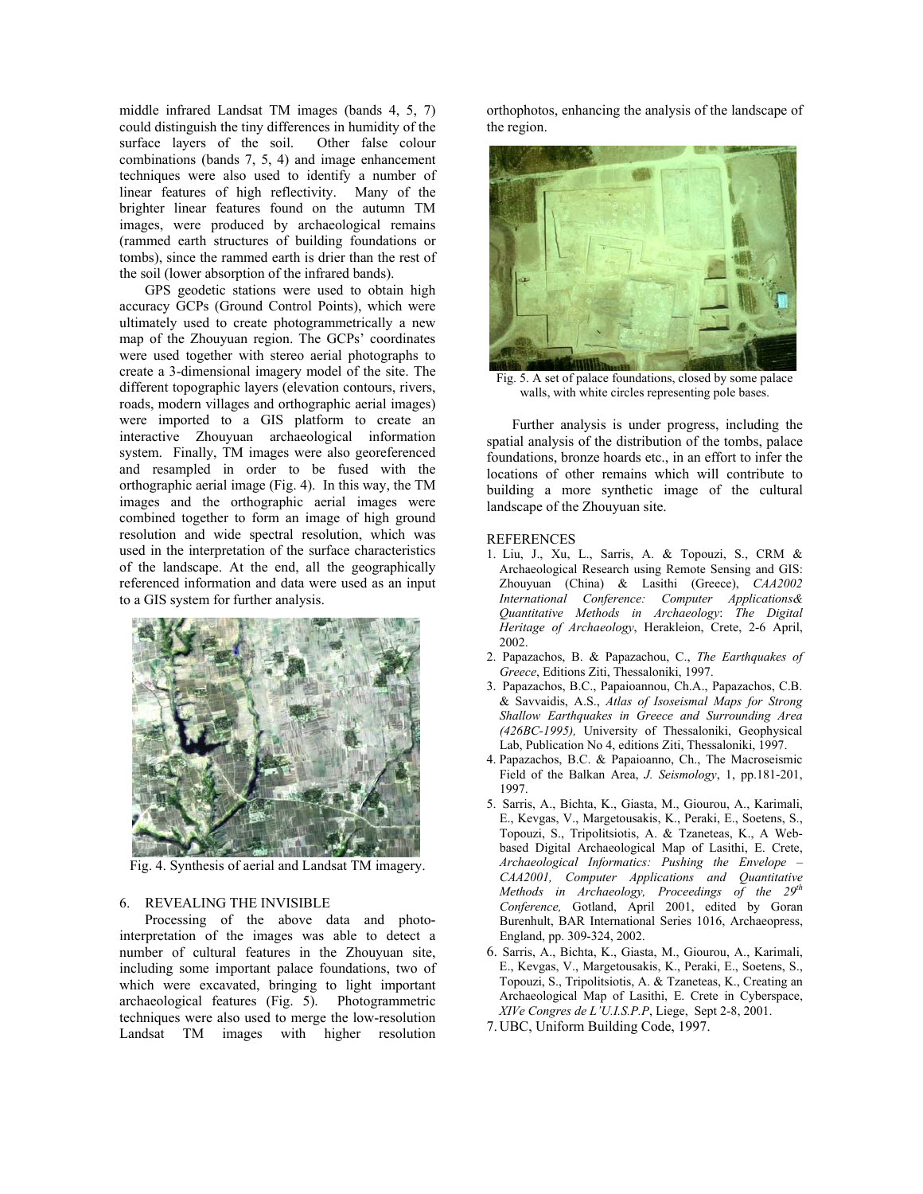middle infrared Landsat TM images (bands 4, 5, 7) could distinguish the tiny differences in humidity of the surface layers of the soil. Other false colour combinations (bands 7, 5, 4) and image enhancement techniques were also used to identify a number of linear features of high reflectivity. Many of the brighter linear features found on the autumn TM images, were produced by archaeological remains (rammed earth structures of building foundations or tombs), since the rammed earth is drier than the rest of the soil (lower absorption of the infrared bands).

GPS geodetic stations were used to obtain high accuracy GCPs (Ground Control Points), which were ultimately used to create photogrammetrically a new map of the Zhouyuan region. The GCPs' coordinates were used together with stereo aerial photographs to create a 3-dimensional imagery model of the site. The different topographic layers (elevation contours, rivers, roads, modern villages and orthographic aerial images) were imported to a GIS platform to create an interactive Zhouyuan archaeological information system. Finally, TM images were also georeferenced and resampled in order to be fused with the orthographic aerial image (Fig. 4). In this way, the TM images and the orthographic aerial images were combined together to form an image of high ground resolution and wide spectral resolution, which was used in the interpretation of the surface characteristics of the landscape. At the end, all the geographically referenced information and data were used as an input to a GIS system for further analysis.

Fig. 4. Synthesis of aerial and Landsat TM imagery.

## 6. REVEALING THE INVISIBLE

Processing of the above data and photo-interpretation of the images was able to detect a number of cultural features in the Zhouyuan site, including some important palace foundations, two of which were excavated, bringing to light important archaeological features (Fig. 5). Photogrammetric techniques were also used to merge the low-resolution Landsat TM images with higher resolution orthophotos, enhancing the analysis of the landscape of the region.

Fig. 5. A set of palace foundations, closed by some palace walls, with white circles representing pole bases.

Further analysis is under progress, including the spatial analysis of the distribution of the tombs, palace foundations, bronze hoards etc., in an effort to infer the locations of other remains which will contribute to building a more synthetic image of the cultural landscape of the Zhouyuan site.

## REFERENCES

1. Liu, J., Xu, L., Sarris, A. & Topouzi, S., CRM & Archaeological Research using Remote Sensing and GIS: Zhouyuan (China) & Lasithi (Greece), *CAA2002 International Conference: Computer Applications& Quantitative Methods in Archaeology*: *The Digital Heritage of Archaeology*, Herakleion, Crete, 2-6 April, 2002.
2. Papazachos, B. & Papazachou, C., *The Earthquakes of Greece*, Editions Ziti, Thessaloniki, 1997.
3. Papazachos, B.C., Papaioannou, Ch.A., Papazachos, C.B. & Savvaidis, A.S., *Atlas of Isoseismal Maps for Strong Shallow Earthquakes in Greece and Surrounding Area (426BC-1995),* University of Thessaloniki, Geophysical Lab, Publication No 4, editions Ziti, Thessaloniki, 1997.
4. Papazachos, B.C. & Papaioanno, Ch., The Macroseismic Field of the Balkan Area, *J. Seismology*, 1, pp.181-201, 1997.
5. Sarris, A., Bichta, K., Giasta, M., Giourou, A., Karimali, E., Kevgas, V., Margetousakis, K., Peraki, E., Soetens, S., Topouzi, S., Tripolitsiotis, A. & Tzaneteas, K., A Web-based Digital Archaeological Map of Lasithi, E. Crete, *Archaeological Informatics: Pushing the Envelope – CAA2001, Computer Applications and Quantitative Methods in Archaeology, Proceedings of the 29th Conference,* Gotland, April 2001, edited by Goran Burenhult, BAR International Series 1016, Archaeopress, England, pp. 309-324, 2002.
6. Sarris, A., Bichta, K., Giasta, M., Giourou, A., Karimali, E., Kevgas, V., Margetousakis, K., Peraki, E., Soetens, S., Topouzi, S., Tripolitsiotis, A. & Tzaneteas, K., Creating an Archaeological Map of Lasithi, E. Crete in Cyberspace, *XIVe Congres de L'U.I.S.P.P*, Liege, Sept 2-8, 2001.
7. UBC, Uniform Building Code, 1997.